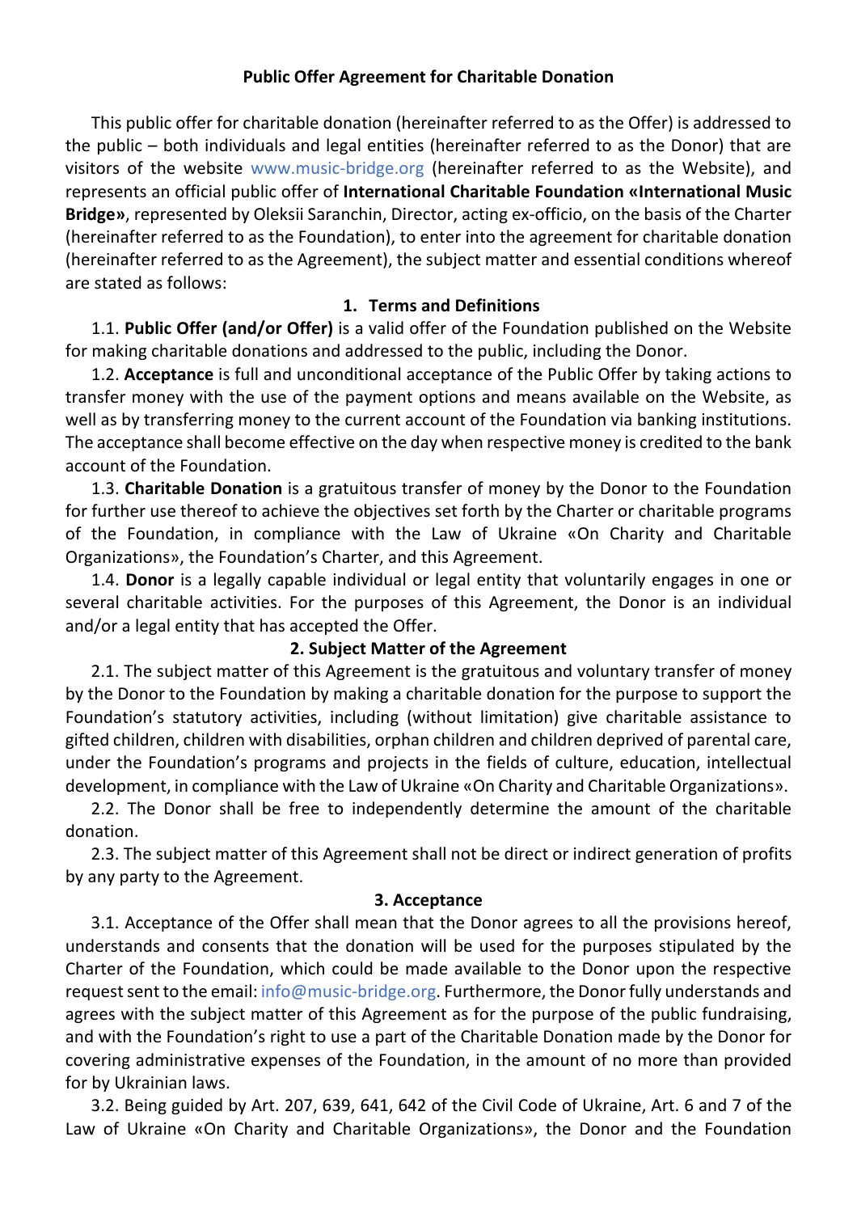# Public Offer Agreement for Charitable Donation

This public offer for charitable donation (hereinafter referred to as the Offer) is addressed to the public – both individuals and legal entities (hereinafter referred to as the Donor) that are visitors of the website www.music-bridge.org (hereinafter referred to as the Website), and represents an official public offer of **International Charitable Foundation «International Music Bridge»**, represented by Oleksii Saranchin, Director, acting ex-officio, on the basis of the Charter (hereinafter referred to as the Foundation), to enter into the agreement for charitable donation (hereinafter referred to as the Agreement), the subject matter and essential conditions whereof are stated as follows:

## 1. Terms and Definitions

1.1. **Public Offer (and/or Offer)** is a valid offer of the Foundation published on the Website for making charitable donations and addressed to the public, including the Donor.

1.2. **Acceptance** is full and unconditional acceptance of the Public Offer by taking actions to transfer money with the use of the payment options and means available on the Website, as well as by transferring money to the current account of the Foundation via banking institutions. The acceptance shall become effective on the day when respective money is credited to the bank account of the Foundation.

1.3. **Charitable Donation** is a gratuitous transfer of money by the Donor to the Foundation for further use thereof to achieve the objectives set forth by the Charter or charitable programs of the Foundation, in compliance with the Law of Ukraine «On Charity and Charitable Organizations», the Foundation's Charter, and this Agreement.

1.4. **Donor** is a legally capable individual or legal entity that voluntarily engages in one or several charitable activities. For the purposes of this Agreement, the Donor is an individual and/or a legal entity that has accepted the Offer.

## 2. Subject Matter of the Agreement

2.1. The subject matter of this Agreement is the gratuitous and voluntary transfer of money by the Donor to the Foundation by making a charitable donation for the purpose to support the Foundation's statutory activities, including (without limitation) give charitable assistance to gifted children, children with disabilities, orphan children and children deprived of parental care, under the Foundation's programs and projects in the fields of culture, education, intellectual development, in compliance with the Law of Ukraine «On Charity and Charitable Organizations».

2.2. The Donor shall be free to independently determine the amount of the charitable donation.

2.3. The subject matter of this Agreement shall not be direct or indirect generation of profits by any party to the Agreement.

## 3. Acceptance

3.1. Acceptance of the Offer shall mean that the Donor agrees to all the provisions hereof, understands and consents that the donation will be used for the purposes stipulated by the Charter of the Foundation, which could be made available to the Donor upon the respective request sent to the email: info@music-bridge.org. Furthermore, the Donor fully understands and agrees with the subject matter of this Agreement as for the purpose of the public fundraising, and with the Foundation's right to use a part of the Charitable Donation made by the Donor for covering administrative expenses of the Foundation, in the amount of no more than provided for by Ukrainian laws.

3.2. Being guided by Art. 207, 639, 641, 642 of the Civil Code of Ukraine, Art. 6 and 7 of the Law of Ukraine «On Charity and Charitable Organizations», the Donor and the Foundation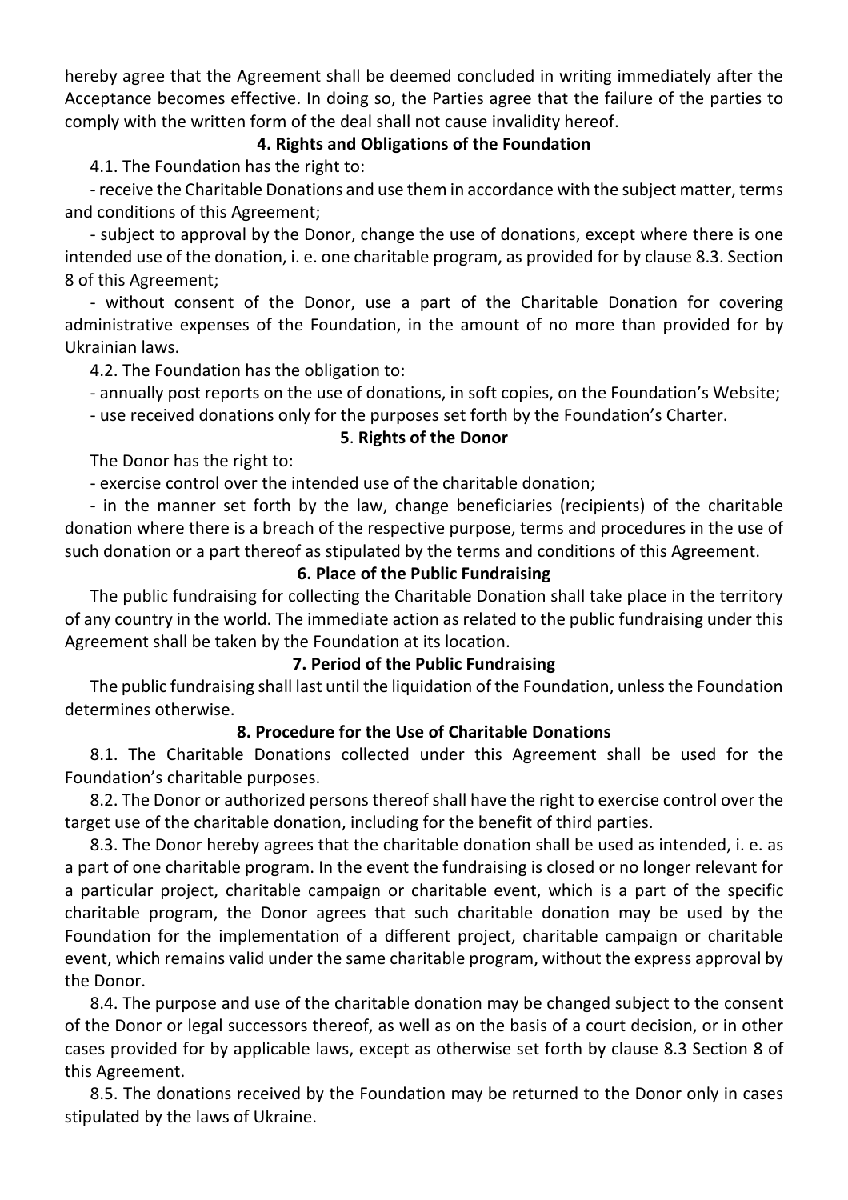hereby agree that the Agreement shall be deemed concluded in writing immediately after the Acceptance becomes effective. In doing so, the Parties agree that the failure of the parties to comply with the written form of the deal shall not cause invalidity hereof.

### 4. Rights and Obligations of the Foundation

4.1. The Foundation has the right to:

- receive the Charitable Donations and use them in accordance with the subject matter, terms and conditions of this Agreement;
- subject to approval by the Donor, change the use of donations, except where there is one intended use of the donation, i. e. one charitable program, as provided for by clause 8.3. Section 8 of this Agreement;
- without consent of the Donor, use a part of the Charitable Donation for covering administrative expenses of the Foundation, in the amount of no more than provided for by Ukrainian laws.

4.2. The Foundation has the obligation to:

- annually post reports on the use of donations, in soft copies, on the Foundation's Website;
- use received donations only for the purposes set forth by the Foundation's Charter.

### 5. Rights of the Donor

The Donor has the right to:

- exercise control over the intended use of the charitable donation;
- in the manner set forth by the law, change beneficiaries (recipients) of the charitable donation where there is a breach of the respective purpose, terms and procedures in the use of such donation or a part thereof as stipulated by the terms and conditions of this Agreement.

### 6. Place of the Public Fundraising

The public fundraising for collecting the Charitable Donation shall take place in the territory of any country in the world. The immediate action as related to the public fundraising under this Agreement shall be taken by the Foundation at its location.

### 7. Period of the Public Fundraising

The public fundraising shall last until the liquidation of the Foundation, unless the Foundation determines otherwise.

### 8. Procedure for the Use of Charitable Donations

8.1. The Charitable Donations collected under this Agreement shall be used for the Foundation's charitable purposes.

8.2. The Donor or authorized persons thereof shall have the right to exercise control over the target use of the charitable donation, including for the benefit of third parties.

8.3. The Donor hereby agrees that the charitable donation shall be used as intended, i. e. as a part of one charitable program. In the event the fundraising is closed or no longer relevant for a particular project, charitable campaign or charitable event, which is a part of the specific charitable program, the Donor agrees that such charitable donation may be used by the Foundation for the implementation of a different project, charitable campaign or charitable event, which remains valid under the same charitable program, without the express approval by the Donor.

8.4. The purpose and use of the charitable donation may be changed subject to the consent of the Donor or legal successors thereof, as well as on the basis of a court decision, or in other cases provided for by applicable laws, except as otherwise set forth by clause 8.3 Section 8 of this Agreement.

8.5. The donations received by the Foundation may be returned to the Donor only in cases stipulated by the laws of Ukraine.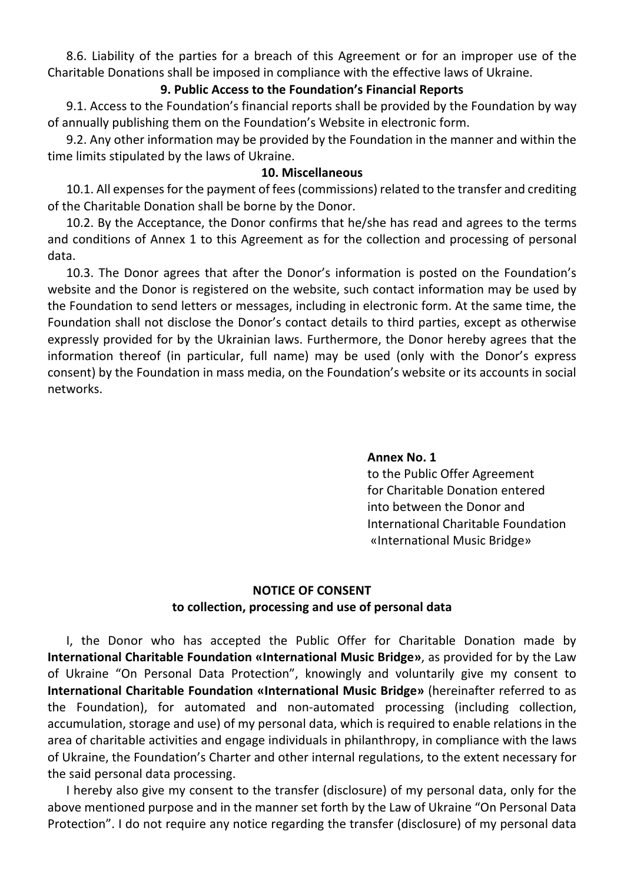8.6. Liability of the parties for a breach of this Agreement or for an improper use of the Charitable Donations shall be imposed in compliance with the effective laws of Ukraine.

## 9. Public Access to the Foundation's Financial Reports

9.1. Access to the Foundation's financial reports shall be provided by the Foundation by way of annually publishing them on the Foundation's Website in electronic form.

9.2. Any other information may be provided by the Foundation in the manner and within the time limits stipulated by the laws of Ukraine.

## 10. Miscellaneous

10.1. All expenses for the payment of fees (commissions) related to the transfer and crediting of the Charitable Donation shall be borne by the Donor.

10.2. By the Acceptance, the Donor confirms that he/she has read and agrees to the terms and conditions of Annex 1 to this Agreement as for the collection and processing of personal data.

10.3. The Donor agrees that after the Donor's information is posted on the Foundation's website and the Donor is registered on the website, such contact information may be used by the Foundation to send letters or messages, including in electronic form. At the same time, the Foundation shall not disclose the Donor's contact details to third parties, except as otherwise expressly provided for by the Ukrainian laws. Furthermore, the Donor hereby agrees that the information thereof (in particular, full name) may be used (only with the Donor's express consent) by the Foundation in mass media, on the Foundation's website or its accounts in social networks.

**Annex No. 1**
to the Public Offer Agreement
for Charitable Donation entered
into between the Donor and
International Charitable Foundation
«International Music Bridge»

## NOTICE OF CONSENT
## to collection, processing and use of personal data

I, the Donor who has accepted the Public Offer for Charitable Donation made by **International Charitable Foundation «International Music Bridge»**, as provided for by the Law of Ukraine "On Personal Data Protection", knowingly and voluntarily give my consent to **International Charitable Foundation «International Music Bridge»** (hereinafter referred to as the Foundation), for automated and non-automated processing (including collection, accumulation, storage and use) of my personal data, which is required to enable relations in the area of charitable activities and engage individuals in philanthropy, in compliance with the laws of Ukraine, the Foundation's Charter and other internal regulations, to the extent necessary for the said personal data processing.

I hereby also give my consent to the transfer (disclosure) of my personal data, only for the above mentioned purpose and in the manner set forth by the Law of Ukraine "On Personal Data Protection". I do not require any notice regarding the transfer (disclosure) of my personal data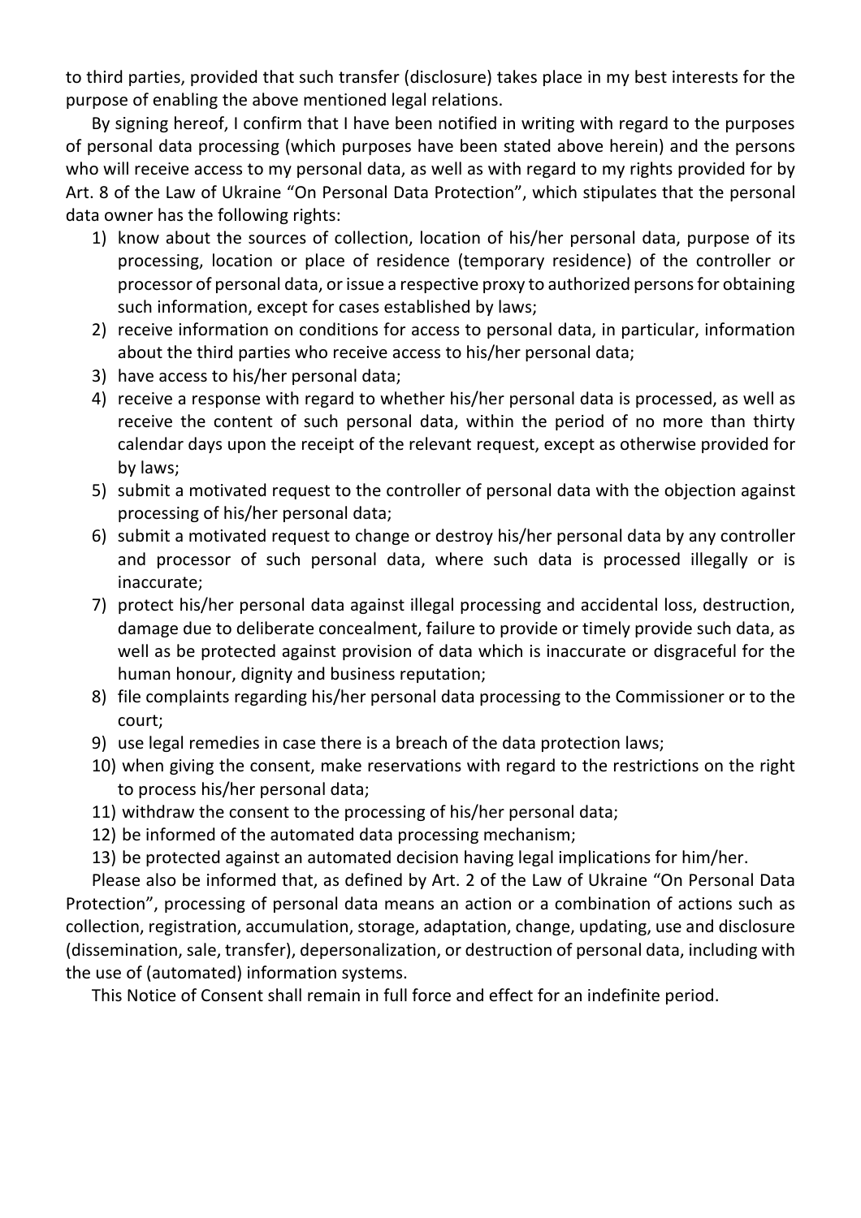to third parties, provided that such transfer (disclosure) takes place in my best interests for the purpose of enabling the above mentioned legal relations.

By signing hereof, I confirm that I have been notified in writing with regard to the purposes of personal data processing (which purposes have been stated above herein) and the persons who will receive access to my personal data, as well as with regard to my rights provided for by Art. 8 of the Law of Ukraine "On Personal Data Protection", which stipulates that the personal data owner has the following rights:

1) know about the sources of collection, location of his/her personal data, purpose of its processing, location or place of residence (temporary residence) of the controller or processor of personal data, or issue a respective proxy to authorized persons for obtaining such information, except for cases established by laws;
2) receive information on conditions for access to personal data, in particular, information about the third parties who receive access to his/her personal data;
3) have access to his/her personal data;
4) receive a response with regard to whether his/her personal data is processed, as well as receive the content of such personal data, within the period of no more than thirty calendar days upon the receipt of the relevant request, except as otherwise provided for by laws;
5) submit a motivated request to the controller of personal data with the objection against processing of his/her personal data;
6) submit a motivated request to change or destroy his/her personal data by any controller and processor of such personal data, where such data is processed illegally or is inaccurate;
7) protect his/her personal data against illegal processing and accidental loss, destruction, damage due to deliberate concealment, failure to provide or timely provide such data, as well as be protected against provision of data which is inaccurate or disgraceful for the human honour, dignity and business reputation;
8) file complaints regarding his/her personal data processing to the Commissioner or to the court;
9) use legal remedies in case there is a breach of the data protection laws;
10) when giving the consent, make reservations with regard to the restrictions on the right to process his/her personal data;
11) withdraw the consent to the processing of his/her personal data;
12) be informed of the automated data processing mechanism;
13) be protected against an automated decision having legal implications for him/her.

Please also be informed that, as defined by Art. 2 of the Law of Ukraine "On Personal Data Protection", processing of personal data means an action or a combination of actions such as collection, registration, accumulation, storage, adaptation, change, updating, use and disclosure (dissemination, sale, transfer), depersonalization, or destruction of personal data, including with the use of (automated) information systems.

This Notice of Consent shall remain in full force and effect for an indefinite period.